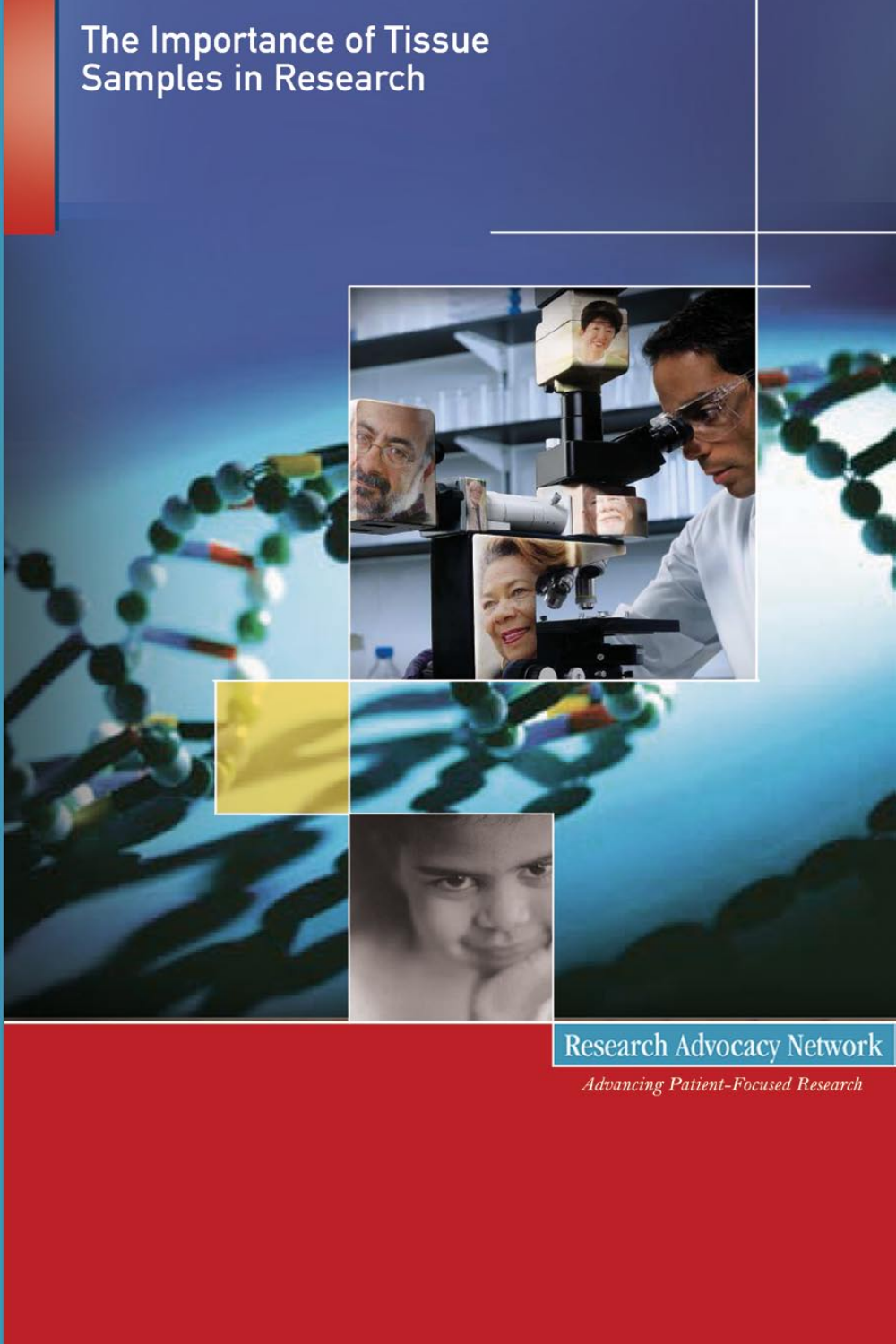# The Importance of Tissue Samples in Research

Research Advocacy Network

*Advancing Patient-Focused Research*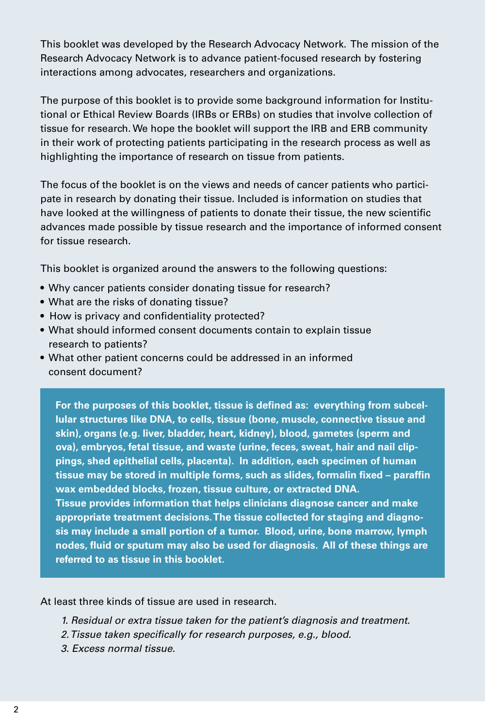This booklet was developed by the Research Advocacy Network. The mission of the Research Advocacy Network is to advance patient-focused research by fostering interactions among advocates, researchers and organizations.

The purpose of this booklet is to provide some background information for Institutional or Ethical Review Boards (IRBs or ERBs) on studies that involve collection of tissue for research. We hope the booklet will support the IRB and ERB community in their work of protecting patients participating in the research process as well as highlighting the importance of research on tissue from patients.

The focus of the booklet is on the views and needs of cancer patients who participate in research by donating their tissue. Included is information on studies that have looked at the willingness of patients to donate their tissue, the new scientific advances made possible by tissue research and the importance of informed consent for tissue research.

This booklet is organized around the answers to the following questions:

- Why cancer patients consider donating tissue for research?
- What are the risks of donating tissue?
- How is privacy and confidentiality protected?
- What should informed consent documents contain to explain tissue research to patients?
- What other patient concerns could be addressed in an informed consent document?

**For the purposes of this booklet, tissue is defined as: everything from subcellular structures like DNA, to cells, tissue (bone, muscle, connective tissue and skin), organs (e.g. liver, bladder, heart, kidney), blood, gametes (sperm and ova), embryos, fetal tissue, and waste (urine, feces, sweat, hair and nail clippings, shed epithelial cells, placenta). In addition, each specimen of human tissue may be stored in multiple forms, such as slides, formalin fixed – paraffin wax embedded blocks, frozen, tissue culture, or extracted DNA.**
**Tissue provides information that helps clinicians diagnose cancer and make appropriate treatment decisions. The tissue collected for staging and diagnosis may include a small portion of a tumor. Blood, urine, bone marrow, lymph nodes, fluid or sputum may also be used for diagnosis. All of these things are referred to as tissue in this booklet.**

At least three kinds of tissue are used in research.

1. *Residual or extra tissue taken for the patient's diagnosis and treatment.*
2. *Tissue taken specifically for research purposes, e.g., blood.*
3. *Excess normal tissue.*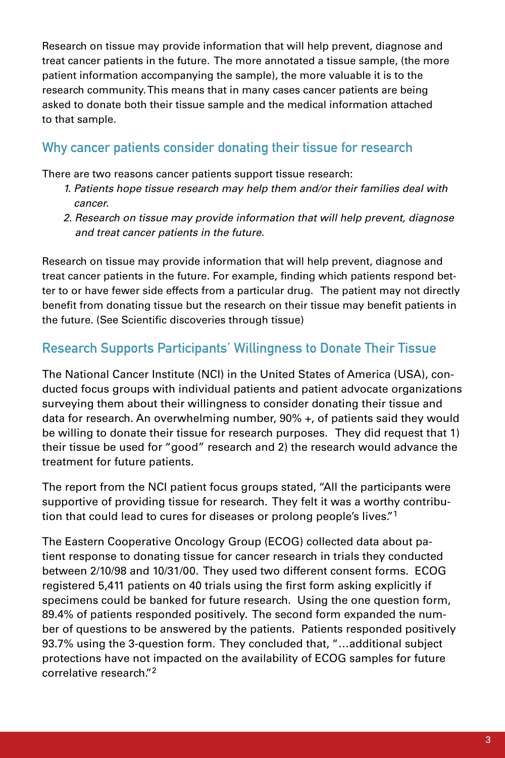Research on tissue may provide information that will help prevent, diagnose and treat cancer patients in the future. The more annotated a tissue sample, (the more patient information accompanying the sample), the more valuable it is to the research community. This means that in many cases cancer patients are being asked to donate both their tissue sample and the medical information attached to that sample.

## Why cancer patients consider donating their tissue for research

There are two reasons cancer patients support tissue research:

1. *Patients hope tissue research may help them and/or their families deal with cancer.*
2. *Research on tissue may provide information that will help prevent, diagnose and treat cancer patients in the future.*

Research on tissue may provide information that will help prevent, diagnose and treat cancer patients in the future. For example, finding which patients respond better to or have fewer side effects from a particular drug. The patient may not directly benefit from donating tissue but the research on their tissue may benefit patients in the future. (See Scientific discoveries through tissue)

## Research Supports Participants' Willingness to Donate Their Tissue

The National Cancer Institute (NCI) in the United States of America (USA), conducted focus groups with individual patients and patient advocate organizations surveying them about their willingness to consider donating their tissue and data for research. An overwhelming number, 90% +, of patients said they would be willing to donate their tissue for research purposes. They did request that 1) their tissue be used for "good" research and 2) the research would advance the treatment for future patients.

The report from the NCI patient focus groups stated, "All the participants were supportive of providing tissue for research. They felt it was a worthy contribution that could lead to cures for diseases or prolong people's lives."[1]

The Eastern Cooperative Oncology Group (ECOG) collected data about patient response to donating tissue for cancer research in trials they conducted between 2/10/98 and 10/31/00. They used two different consent forms. ECOG registered 5,411 patients on 40 trials using the first form asking explicitly if specimens could be banked for future research. Using the one question form, 89.4% of patients responded positively. The second form expanded the number of questions to be answered by the patients. Patients responded positively 93.7% using the 3-question form. They concluded that, "…additional subject protections have not impacted on the availability of ECOG samples for future correlative research."[2]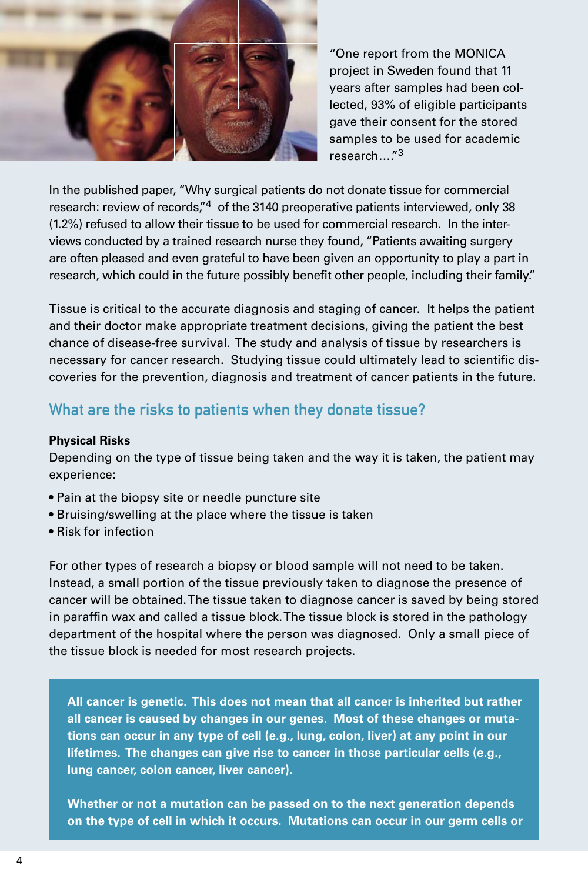"One report from the MONICA project in Sweden found that 11 years after samples had been collected, 93% of eligible participants gave their consent for the stored samples to be used for academic research...."[3]

In the published paper, "Why surgical patients do not donate tissue for commercial research: review of records,"[4] of the 3140 preoperative patients interviewed, only 38 (1.2%) refused to allow their tissue to be used for commercial research. In the interviews conducted by a trained research nurse they found, "Patients awaiting surgery are often pleased and even grateful to have been given an opportunity to play a part in research, which could in the future possibly benefit other people, including their family."

Tissue is critical to the accurate diagnosis and staging of cancer. It helps the patient and their doctor make appropriate treatment decisions, giving the patient the best chance of disease-free survival. The study and analysis of tissue by researchers is necessary for cancer research. Studying tissue could ultimately lead to scientific discoveries for the prevention, diagnosis and treatment of cancer patients in the future.

## What are the risks to patients when they donate tissue?

**Physical Risks**

Depending on the type of tissue being taken and the way it is taken, the patient may experience:

- Pain at the biopsy site or needle puncture site
- Bruising/swelling at the place where the tissue is taken
- Risk for infection

For other types of research a biopsy or blood sample will not need to be taken. Instead, a small portion of the tissue previously taken to diagnose the presence of cancer will be obtained. The tissue taken to diagnose cancer is saved by being stored in paraffin wax and called a tissue block. The tissue block is stored in the pathology department of the hospital where the person was diagnosed. Only a small piece of the tissue block is needed for most research projects.

**All cancer is genetic. This does not mean that all cancer is inherited but rather all cancer is caused by changes in our genes. Most of these changes or mutations can occur in any type of cell (e.g., lung, colon, liver) at any point in our lifetimes. The changes can give rise to cancer in those particular cells (e.g., lung cancer, colon cancer, liver cancer).**

**Whether or not a mutation can be passed on to the next generation depends on the type of cell in which it occurs. Mutations can occur in our germ cells or**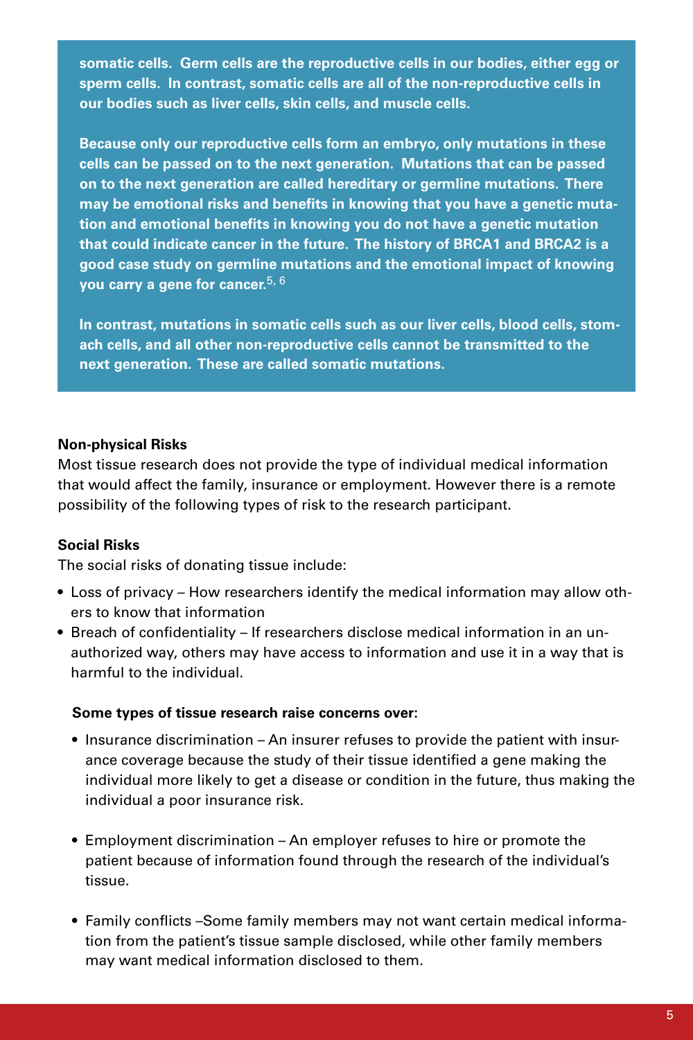**somatic cells. Germ cells are the reproductive cells in our bodies, either egg or sperm cells. In contrast, somatic cells are all of the non-reproductive cells in our bodies such as liver cells, skin cells, and muscle cells.**

**Because only our reproductive cells form an embryo, only mutations in these cells can be passed on to the next generation. Mutations that can be passed on to the next generation are called hereditary or germline mutations. There may be emotional risks and benefits in knowing that you have a genetic mutation and emotional benefits in knowing you do not have a genetic mutation that could indicate cancer in the future. The history of BRCA1 and BRCA2 is a good case study on germline mutations and the emotional impact of knowing you carry a gene for cancer.**[5, 6]

**In contrast, mutations in somatic cells such as our liver cells, blood cells, stomach cells, and all other non-reproductive cells cannot be transmitted to the next generation. These are called somatic mutations.**

**Non-physical Risks**

Most tissue research does not provide the type of individual medical information that would affect the family, insurance or employment. However there is a remote possibility of the following types of risk to the research participant.

**Social Risks**

The social risks of donating tissue include:

- Loss of privacy – How researchers identify the medical information may allow others to know that information
- Breach of confidentiality – If researchers disclose medical information in an unauthorized way, others may have access to information and use it in a way that is harmful to the individual.

**Some types of tissue research raise concerns over:**

- Insurance discrimination – An insurer refuses to provide the patient with insurance coverage because the study of their tissue identified a gene making the individual more likely to get a disease or condition in the future, thus making the individual a poor insurance risk.
- Employment discrimination – An employer refuses to hire or promote the patient because of information found through the research of the individual's tissue.
- Family conflicts –Some family members may not want certain medical information from the patient's tissue sample disclosed, while other family members may want medical information disclosed to them.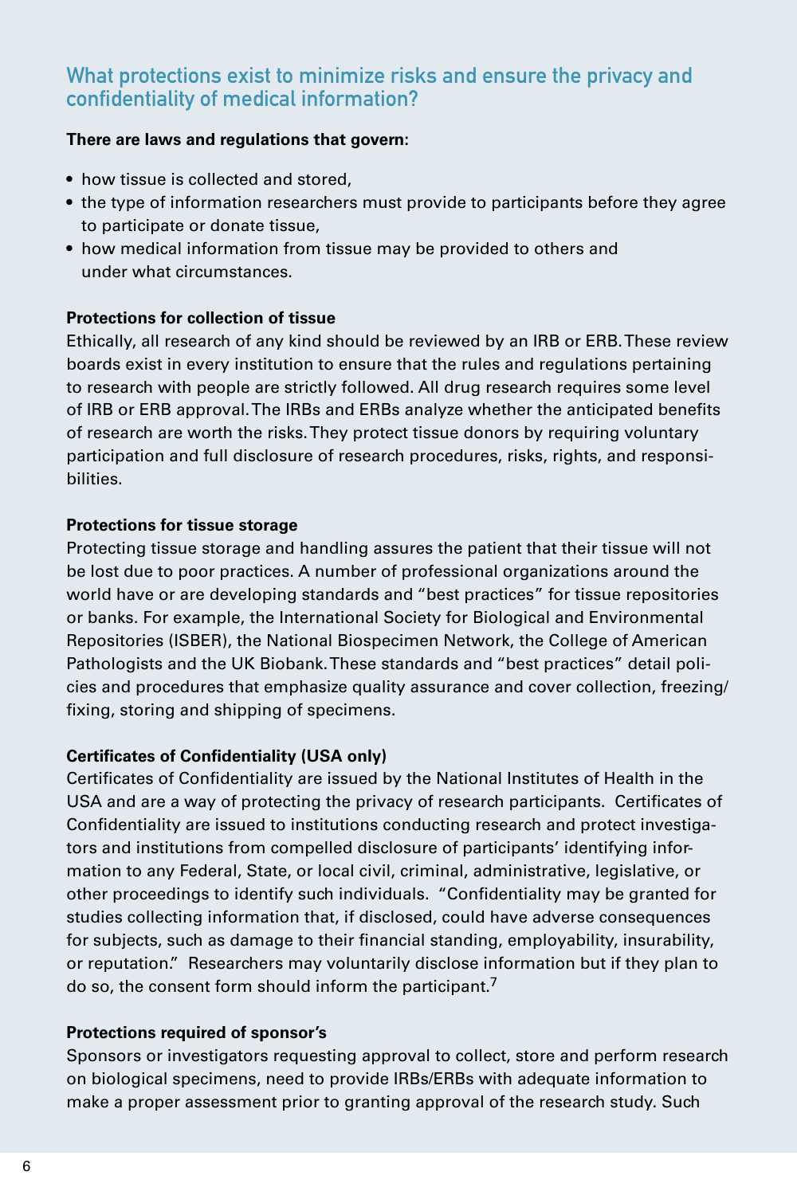## What protections exist to minimize risks and ensure the privacy and confidentiality of medical information?

**There are laws and regulations that govern:**

- how tissue is collected and stored,
- the type of information researchers must provide to participants before they agree to participate or donate tissue,
- how medical information from tissue may be provided to others and under what circumstances.

**Protections for collection of tissue**

Ethically, all research of any kind should be reviewed by an IRB or ERB. These review boards exist in every institution to ensure that the rules and regulations pertaining to research with people are strictly followed. All drug research requires some level of IRB or ERB approval. The IRBs and ERBs analyze whether the anticipated benefits of research are worth the risks. They protect tissue donors by requiring voluntary participation and full disclosure of research procedures, risks, rights, and responsibilities.

**Protections for tissue storage**

Protecting tissue storage and handling assures the patient that their tissue will not be lost due to poor practices. A number of professional organizations around the world have or are developing standards and "best practices" for tissue repositories or banks. For example, the International Society for Biological and Environmental Repositories (ISBER), the National Biospecimen Network, the College of American Pathologists and the UK Biobank. These standards and "best practices" detail policies and procedures that emphasize quality assurance and cover collection, freezing/fixing, storing and shipping of specimens.

**Certificates of Confidentiality (USA only)**

Certificates of Confidentiality are issued by the National Institutes of Health in the USA and are a way of protecting the privacy of research participants. Certificates of Confidentiality are issued to institutions conducting research and protect investigators and institutions from compelled disclosure of participants' identifying information to any Federal, State, or local civil, criminal, administrative, legislative, or other proceedings to identify such individuals. "Confidentiality may be granted for studies collecting information that, if disclosed, could have adverse consequences for subjects, such as damage to their financial standing, employability, insurability, or reputation." Researchers may voluntarily disclose information but if they plan to do so, the consent form should inform the participant.[7]

**Protections required of sponsor's**

Sponsors or investigators requesting approval to collect, store and perform research on biological specimens, need to provide IRBs/ERBs with adequate information to make a proper assessment prior to granting approval of the research study. Such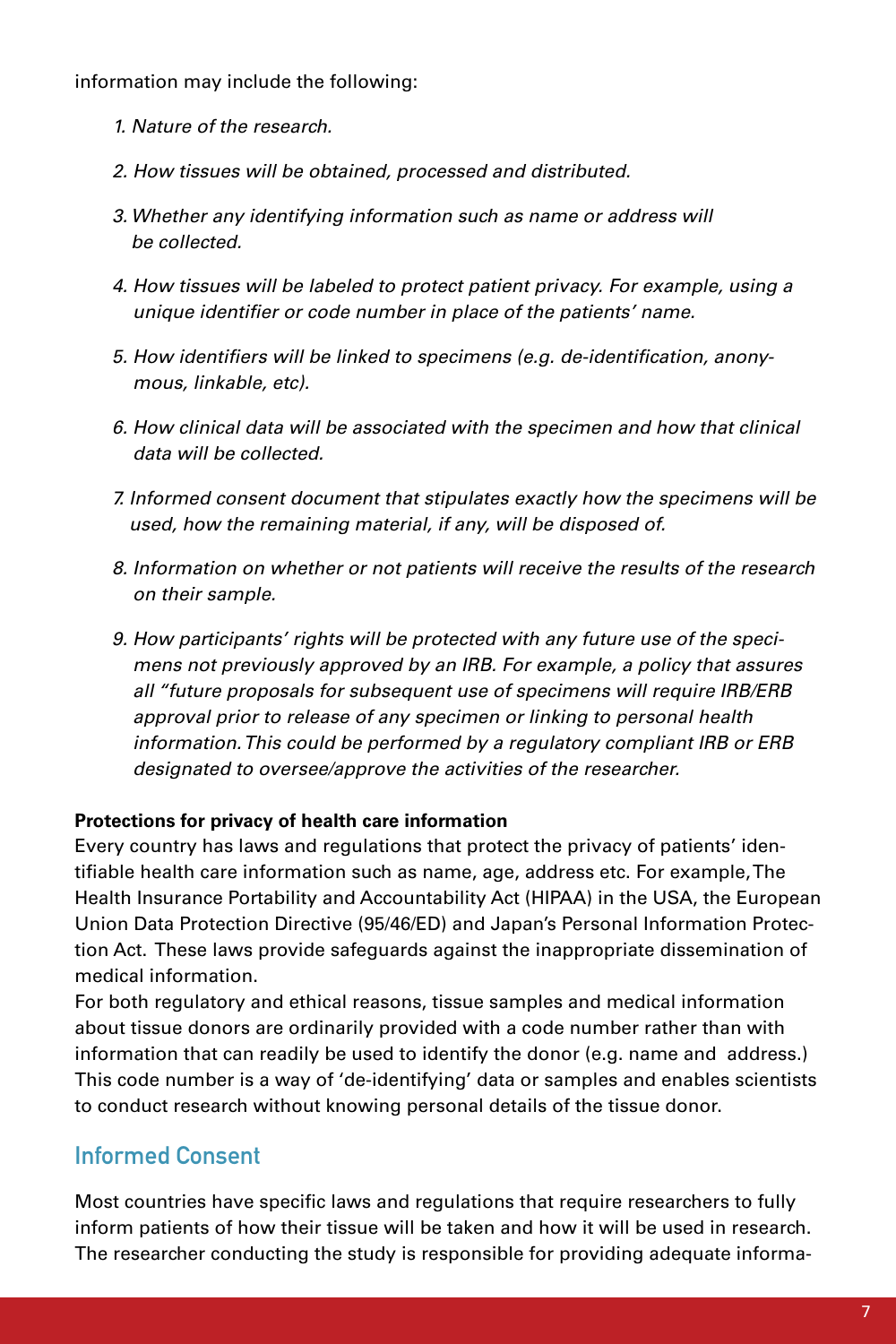information may include the following:

1. *Nature of the research.*
2. *How tissues will be obtained, processed and distributed.*
3. *Whether any identifying information such as name or address will be collected.*
4. *How tissues will be labeled to protect patient privacy. For example, using a unique identifier or code number in place of the patients' name.*
5. *How identifiers will be linked to specimens (e.g. de-identification, anonymous, linkable, etc).*
6. *How clinical data will be associated with the specimen and how that clinical data will be collected.*
7. *Informed consent document that stipulates exactly how the specimens will be used, how the remaining material, if any, will be disposed of.*
8. *Information on whether or not patients will receive the results of the research on their sample.*
9. *How participants' rights will be protected with any future use of the specimens not previously approved by an IRB. For example, a policy that assures all "future proposals for subsequent use of specimens will require IRB/ERB approval prior to release of any specimen or linking to personal health information. This could be performed by a regulatory compliant IRB or ERB designated to oversee/approve the activities of the researcher.*

**Protections for privacy of health care information**

Every country has laws and regulations that protect the privacy of patients' identifiable health care information such as name, age, address etc. For example, The Health Insurance Portability and Accountability Act (HIPAA) in the USA, the European Union Data Protection Directive (95/46/ED) and Japan's Personal Information Protection Act. These laws provide safeguards against the inappropriate dissemination of medical information.

For both regulatory and ethical reasons, tissue samples and medical information about tissue donors are ordinarily provided with a code number rather than with information that can readily be used to identify the donor (e.g. name and address.) This code number is a way of 'de-identifying' data or samples and enables scientists to conduct research without knowing personal details of the tissue donor.

## Informed Consent

Most countries have specific laws and regulations that require researchers to fully inform patients of how their tissue will be taken and how it will be used in research. The researcher conducting the study is responsible for providing adequate informa-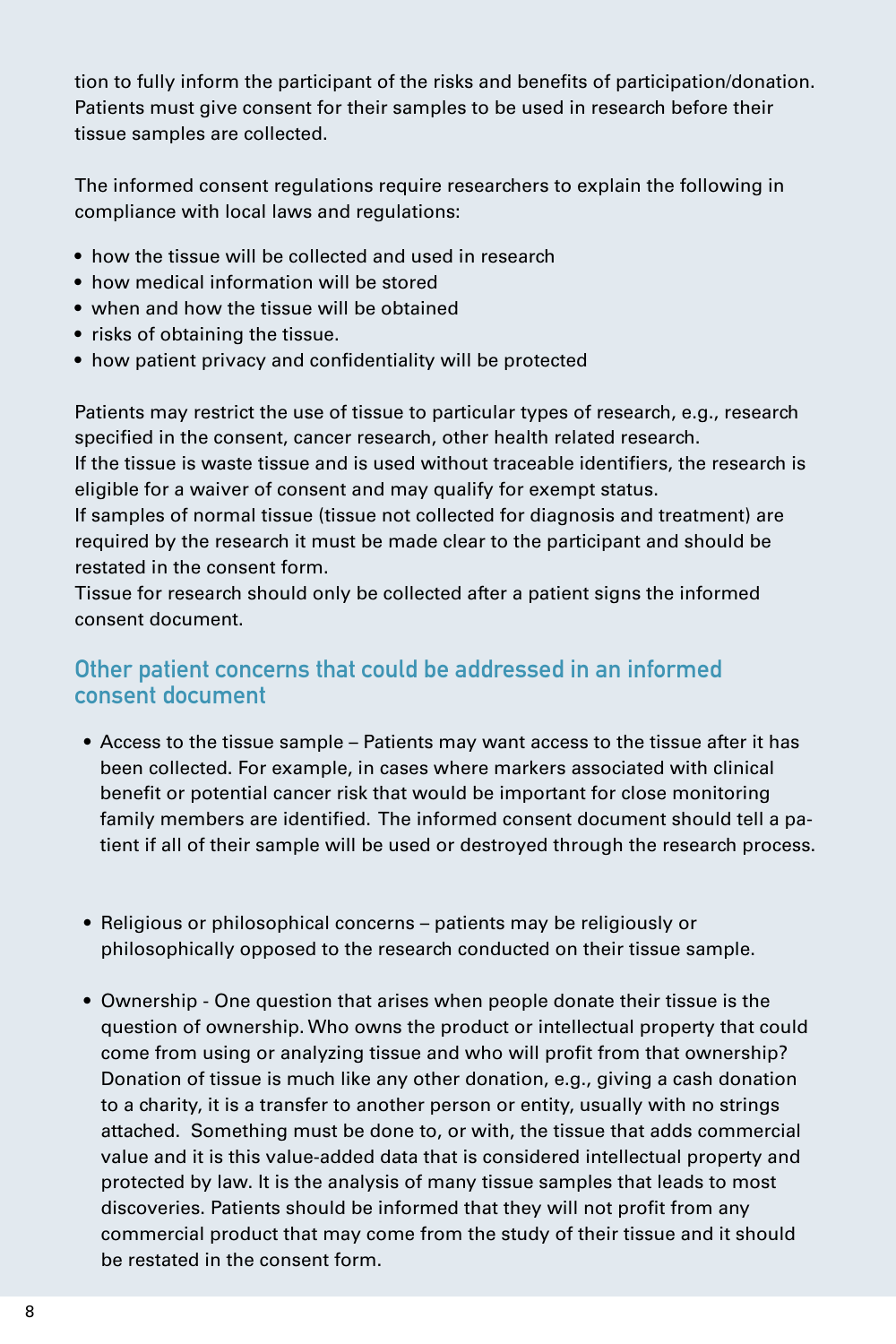tion to fully inform the participant of the risks and benefits of participation/donation. Patients must give consent for their samples to be used in research before their tissue samples are collected.

The informed consent regulations require researchers to explain the following in compliance with local laws and regulations:

- how the tissue will be collected and used in research
- how medical information will be stored
- when and how the tissue will be obtained
- risks of obtaining the tissue.
- how patient privacy and confidentiality will be protected

Patients may restrict the use of tissue to particular types of research, e.g., research specified in the consent, cancer research, other health related research.
If the tissue is waste tissue and is used without traceable identifiers, the research is eligible for a waiver of consent and may qualify for exempt status.
If samples of normal tissue (tissue not collected for diagnosis and treatment) are required by the research it must be made clear to the participant and should be restated in the consent form.
Tissue for research should only be collected after a patient signs the informed consent document.

## Other patient concerns that could be addressed in an informed consent document

- Access to the tissue sample – Patients may want access to the tissue after it has been collected. For example, in cases where markers associated with clinical benefit or potential cancer risk that would be important for close monitoring family members are identified. The informed consent document should tell a patient if all of their sample will be used or destroyed through the research process.

- Religious or philosophical concerns – patients may be religiously or philosophically opposed to the research conducted on their tissue sample.

- Ownership - One question that arises when people donate their tissue is the question of ownership. Who owns the product or intellectual property that could come from using or analyzing tissue and who will profit from that ownership? Donation of tissue is much like any other donation, e.g., giving a cash donation to a charity, it is a transfer to another person or entity, usually with no strings attached. Something must be done to, or with, the tissue that adds commercial value and it is this value-added data that is considered intellectual property and protected by law. It is the analysis of many tissue samples that leads to most discoveries. Patients should be informed that they will not profit from any commercial product that may come from the study of their tissue and it should be restated in the consent form.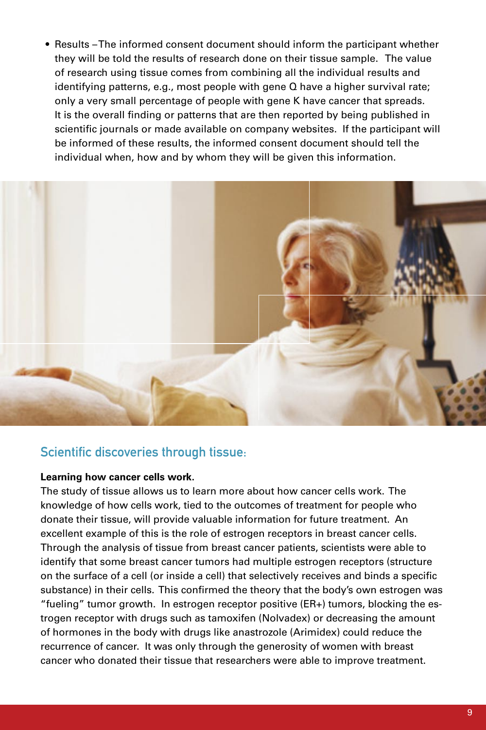- Results – The informed consent document should inform the participant whether they will be told the results of research done on their tissue sample. The value of research using tissue comes from combining all the individual results and identifying patterns, e.g., most people with gene Q have a higher survival rate; only a very small percentage of people with gene K have cancer that spreads. It is the overall finding or patterns that are then reported by being published in scientific journals or made available on company websites. If the participant will be informed of these results, the informed consent document should tell the individual when, how and by whom they will be given this information.

## Scientific discoveries through tissue:

**Learning how cancer cells work.**

The study of tissue allows us to learn more about how cancer cells work. The knowledge of how cells work, tied to the outcomes of treatment for people who donate their tissue, will provide valuable information for future treatment. An excellent example of this is the role of estrogen receptors in breast cancer cells. Through the analysis of tissue from breast cancer patients, scientists were able to identify that some breast cancer tumors had multiple estrogen receptors (structure on the surface of a cell (or inside a cell) that selectively receives and binds a specific substance) in their cells. This confirmed the theory that the body's own estrogen was "fueling" tumor growth. In estrogen receptor positive (ER+) tumors, blocking the estrogen receptor with drugs such as tamoxifen (Nolvadex) or decreasing the amount of hormones in the body with drugs like anastrozole (Arimidex) could reduce the recurrence of cancer. It was only through the generosity of women with breast cancer who donated their tissue that researchers were able to improve treatment.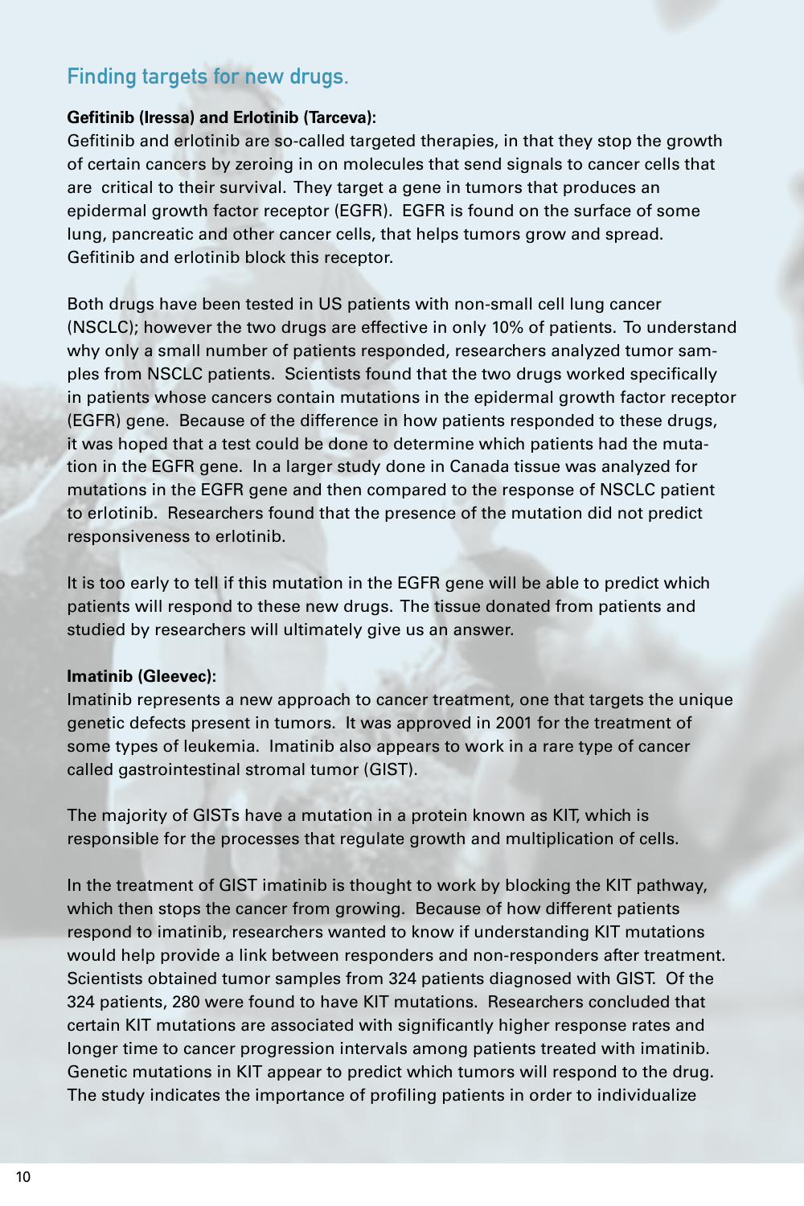## Finding targets for new drugs.

**Gefitinib (Iressa) and Erlotinib (Tarceva):**

Gefitinib and erlotinib are so-called targeted therapies, in that they stop the growth of certain cancers by zeroing in on molecules that send signals to cancer cells that are critical to their survival. They target a gene in tumors that produces an epidermal growth factor receptor (EGFR). EGFR is found on the surface of some lung, pancreatic and other cancer cells, that helps tumors grow and spread. Gefitinib and erlotinib block this receptor.

Both drugs have been tested in US patients with non-small cell lung cancer (NSCLC); however the two drugs are effective in only 10% of patients. To understand why only a small number of patients responded, researchers analyzed tumor samples from NSCLC patients. Scientists found that the two drugs worked specifically in patients whose cancers contain mutations in the epidermal growth factor receptor (EGFR) gene. Because of the difference in how patients responded to these drugs, it was hoped that a test could be done to determine which patients had the mutation in the EGFR gene. In a larger study done in Canada tissue was analyzed for mutations in the EGFR gene and then compared to the response of NSCLC patient to erlotinib. Researchers found that the presence of the mutation did not predict responsiveness to erlotinib.

It is too early to tell if this mutation in the EGFR gene will be able to predict which patients will respond to these new drugs. The tissue donated from patients and studied by researchers will ultimately give us an answer.

**Imatinib (Gleevec):**

Imatinib represents a new approach to cancer treatment, one that targets the unique genetic defects present in tumors. It was approved in 2001 for the treatment of some types of leukemia. Imatinib also appears to work in a rare type of cancer called gastrointestinal stromal tumor (GIST).

The majority of GISTs have a mutation in a protein known as KIT, which is responsible for the processes that regulate growth and multiplication of cells.

In the treatment of GIST imatinib is thought to work by blocking the KIT pathway, which then stops the cancer from growing. Because of how different patients respond to imatinib, researchers wanted to know if understanding KIT mutations would help provide a link between responders and non-responders after treatment. Scientists obtained tumor samples from 324 patients diagnosed with GIST. Of the 324 patients, 280 were found to have KIT mutations. Researchers concluded that certain KIT mutations are associated with significantly higher response rates and longer time to cancer progression intervals among patients treated with imatinib. Genetic mutations in KIT appear to predict which tumors will respond to the drug. The study indicates the importance of profiling patients in order to individualize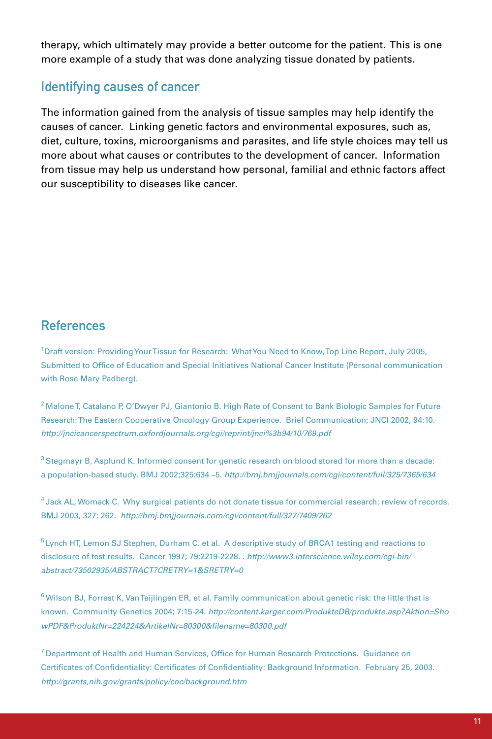therapy, which ultimately may provide a better outcome for the patient. This is one more example of a study that was done analyzing tissue donated by patients.

## Identifying causes of cancer

The information gained from the analysis of tissue samples may help identify the causes of cancer. Linking genetic factors and environmental exposures, such as, diet, culture, toxins, microorganisms and parasites, and life style choices may tell us more about what causes or contributes to the development of cancer. Information from tissue may help us understand how personal, familial and ethnic factors affect our susceptibility to diseases like cancer.

## References

[1]Draft version: Providing Your Tissue for Research: What You Need to Know, Top Line Report, July 2005, Submitted to Office of Education and Special Initiatives National Cancer Institute (Personal communication with Rose Mary Padberg).

[2] Malone T, Catalano P, O'Dwyer PJ, Giantonio B. High Rate of Consent to Bank Biologic Samples for Future Research: The Eastern Cooperative Oncology Group Experience. Brief Communication; JNCI 2002, 94:10. *http://jncicancerspectrum.oxfordjournals.org/cgi/reprint/jnci%3b94/10/769.pdf*

[3] Stegmayr B, Asplund K. Informed consent for genetic research on blood stored for more than a decade: a population-based study. BMJ 2002;325:634 –5. *http://bmj.bmjjournals.com/cgi/content/full/325/7365/634*

[4] Jack AL, Womack C. Why surgical patients do not donate tissue for commercial research: review of records. BMJ 2003, 327: 262. *http://bmj.bmjjournals.com/cgi/content/full/327/7409/262*

[5] Lynch HT, Lemon SJ Stephen, Durham C. et al. A descriptive study of BRCA1 testing and reactions to disclosure of test results. Cancer 1997; 79:2219-2228. . *http://www3.interscience.wiley.com/cgi-bin/abstract/73502935/ABSTRACT?CRETRY=1&SRETRY=0*

[6] Wilson BJ, Forrest K, Van Teijlingen ER, et al. Family communication about genetic risk: the little that is known. Community Genetics 2004; 7:15-24. *http://content.karger.com/ProdukteDB/produkte.asp?Aktion=ShowPDF&ProduktNr=224224&ArtikelNr=80300&filename=80300.pdf*

[7] Department of Health and Human Services, Office for Human Research Protections. Guidance on Certificates of Confidentiality: Certificates of Confidentiality: Background Information. February 25, 2003. *http://grants,nih.gov/grants/policy/coc/background.htm*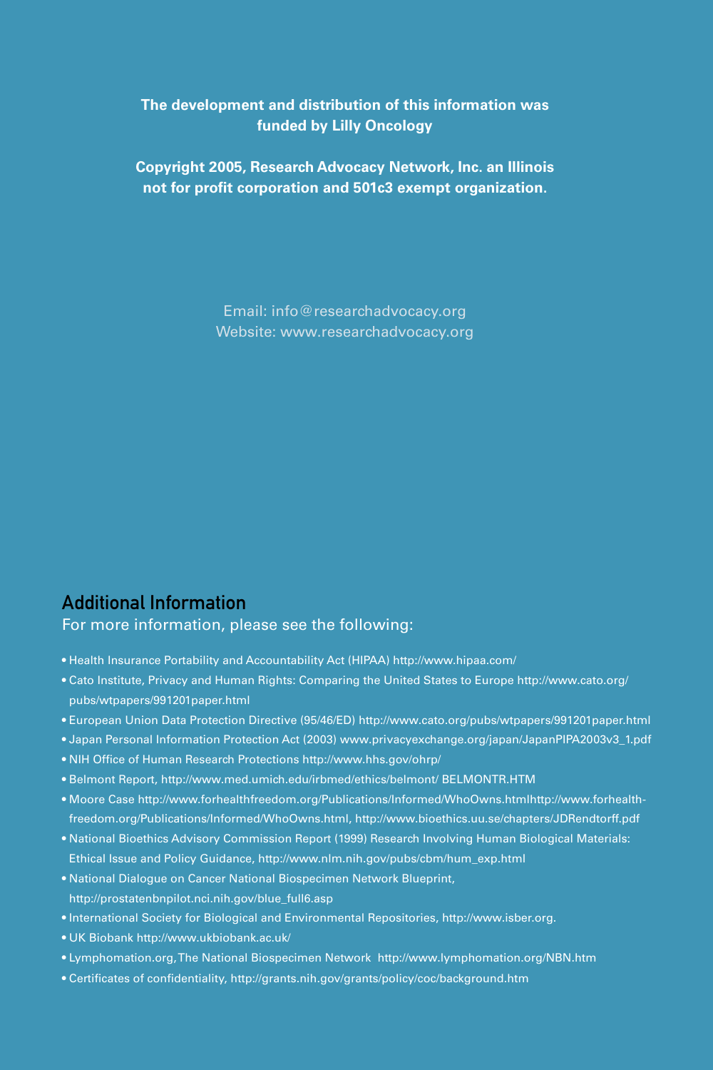**The development and distribution of this information was funded by Lilly Oncology**

**Copyright 2005, Research Advocacy Network, Inc. an Illinois not for profit corporation and 501c3 exempt organization.**

Email: info@researchadvocacy.org
Website: www.researchadvocacy.org

## Additional Information

For more information, please see the following:

- Health Insurance Portability and Accountability Act (HIPAA) http://www.hipaa.com/
- Cato Institute, Privacy and Human Rights: Comparing the United States to Europe http://www.cato.org/pubs/wtpapers/991201paper.html
- European Union Data Protection Directive (95/46/ED) http://www.cato.org/pubs/wtpapers/991201paper.html
- Japan Personal Information Protection Act (2003) www.privacyexchange.org/japan/JapanPIPA2003v3_1.pdf
- NIH Office of Human Research Protections http://www.hhs.gov/ohrp/
- Belmont Report, http://www.med.umich.edu/irbmed/ethics/belmont/ BELMONTR.HTM
- Moore Case http://www.forhealthfreedom.org/Publications/Informed/WhoOwns.htmlhttp://www.forhealth-freedom.org/Publications/Informed/WhoOwns.html, http://www.bioethics.uu.se/chapters/JDRendtorff.pdf
- National Bioethics Advisory Commission Report (1999) Research Involving Human Biological Materials: Ethical Issue and Policy Guidance, http://www.nlm.nih.gov/pubs/cbm/hum_exp.html
- National Dialogue on Cancer National Biospecimen Network Blueprint, http://prostatenbnpilot.nci.nih.gov/blue_full6.asp
- International Society for Biological and Environmental Repositories, http://www.isber.org.
- UK Biobank http://www.ukbiobank.ac.uk/
- Lymphomation.org, The National Biospecimen Network http://www.lymphomation.org/NBN.htm
- Certificates of confidentiality, http://grants.nih.gov/grants/policy/coc/background.htm